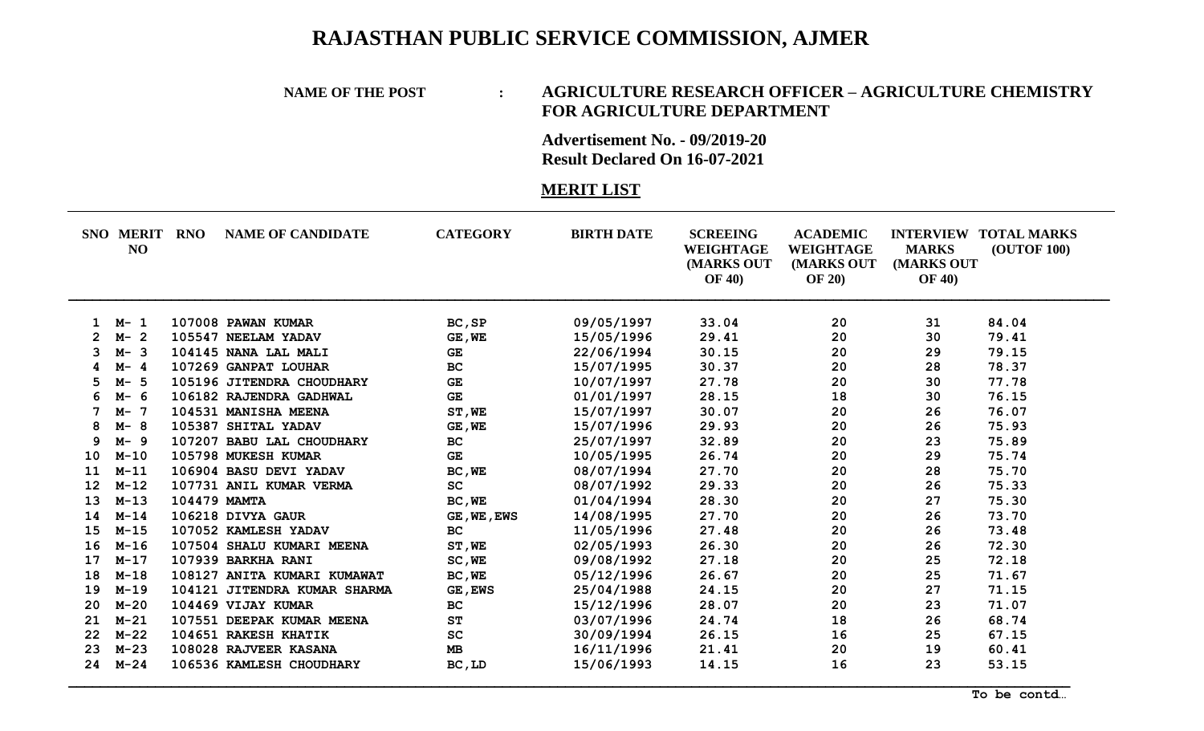# RAJASTHAN PUBLIC SERVICE COMMISSION, AJMER

**NAME OF THE POST : AGRICULTURE RESEARCH OFFICER – AGRICULTURE CHEMISTRY FOR AGRICULTURE DEPARTMENT**

**Advertisement No. - 09/2019-20**
**Result Declared On 16-07-2021**

## MERIT LIST

| SNO | MERIT NO | RNO | NAME OF CANDIDATE | CATEGORY | BIRTH DATE | SCREEING WEIGHTAGE (MARKS OUT OF 40) | ACADEMIC WEIGHTAGE (MARKS OUT OF 20) | INTERVIEW MARKS (MARKS OUT OF 40) | TOTAL MARKS (OUTOF 100) |
|---|---|---|---|---|---|---|---|---|---|
| 1 | M- 1 | 107008 | PAWAN KUMAR | BC,SP | 09/05/1997 | 33.04 | 20 | 31 | 84.04 |
| 2 | M- 2 | 105547 | NEELAM YADAV | GE,WE | 15/05/1996 | 29.41 | 20 | 30 | 79.41 |
| 3 | M- 3 | 104145 | NANA LAL MALI | GE | 22/06/1994 | 30.15 | 20 | 29 | 79.15 |
| 4 | M- 4 | 107269 | GANPAT LOUHAR | BC | 15/07/1995 | 30.37 | 20 | 28 | 78.37 |
| 5 | M- 5 | 105196 | JITENDRA CHOUDHARY | GE | 10/07/1997 | 27.78 | 20 | 30 | 77.78 |
| 6 | M- 6 | 106182 | RAJENDRA GADHWAL | GE | 01/01/1997 | 28.15 | 18 | 30 | 76.15 |
| 7 | M- 7 | 104531 | MANISHA MEENA | ST,WE | 15/07/1997 | 30.07 | 20 | 26 | 76.07 |
| 8 | M- 8 | 105387 | SHITAL YADAV | GE,WE | 15/07/1996 | 29.93 | 20 | 26 | 75.93 |
| 9 | M- 9 | 107207 | BABU LAL CHOUDHARY | BC | 25/07/1997 | 32.89 | 20 | 23 | 75.89 |
| 10 | M-10 | 105798 | MUKESH KUMAR | GE | 10/05/1995 | 26.74 | 20 | 29 | 75.74 |
| 11 | M-11 | 106904 | BASU DEVI YADAV | BC,WE | 08/07/1994 | 27.70 | 20 | 28 | 75.70 |
| 12 | M-12 | 107731 | ANIL KUMAR VERMA | SC | 08/07/1992 | 29.33 | 20 | 26 | 75.33 |
| 13 | M-13 | 104479 | MAMTA | BC,WE | 01/04/1994 | 28.30 | 20 | 27 | 75.30 |
| 14 | M-14 | 106218 | DIVYA GAUR | GE,WE,EWS | 14/08/1995 | 27.70 | 20 | 26 | 73.70 |
| 15 | M-15 | 107052 | KAMLESH YADAV | BC | 11/05/1996 | 27.48 | 20 | 26 | 73.48 |
| 16 | M-16 | 107504 | SHALU KUMARI MEENA | ST,WE | 02/05/1993 | 26.30 | 20 | 26 | 72.30 |
| 17 | M-17 | 107939 | BARKHA RANI | SC,WE | 09/08/1992 | 27.18 | 20 | 25 | 72.18 |
| 18 | M-18 | 108127 | ANITA KUMARI KUMAWAT | BC,WE | 05/12/1996 | 26.67 | 20 | 25 | 71.67 |
| 19 | M-19 | 104121 | JITENDRA KUMAR SHARMA | GE,EWS | 25/04/1988 | 24.15 | 20 | 27 | 71.15 |
| 20 | M-20 | 104469 | VIJAY KUMAR | BC | 15/12/1996 | 28.07 | 20 | 23 | 71.07 |
| 21 | M-21 | 107551 | DEEPAK KUMAR MEENA | ST | 03/07/1996 | 24.74 | 18 | 26 | 68.74 |
| 22 | M-22 | 104651 | RAKESH KHATIK | SC | 30/09/1994 | 26.15 | 16 | 25 | 67.15 |
| 23 | M-23 | 108028 | RAJVEER KASANA | MB | 16/11/1996 | 21.41 | 20 | 19 | 60.41 |
| 24 | M-24 | 106536 | KAMLESH CHOUDHARY | BC,LD | 15/06/1993 | 14.15 | 16 | 23 | 53.15 |

To be contd…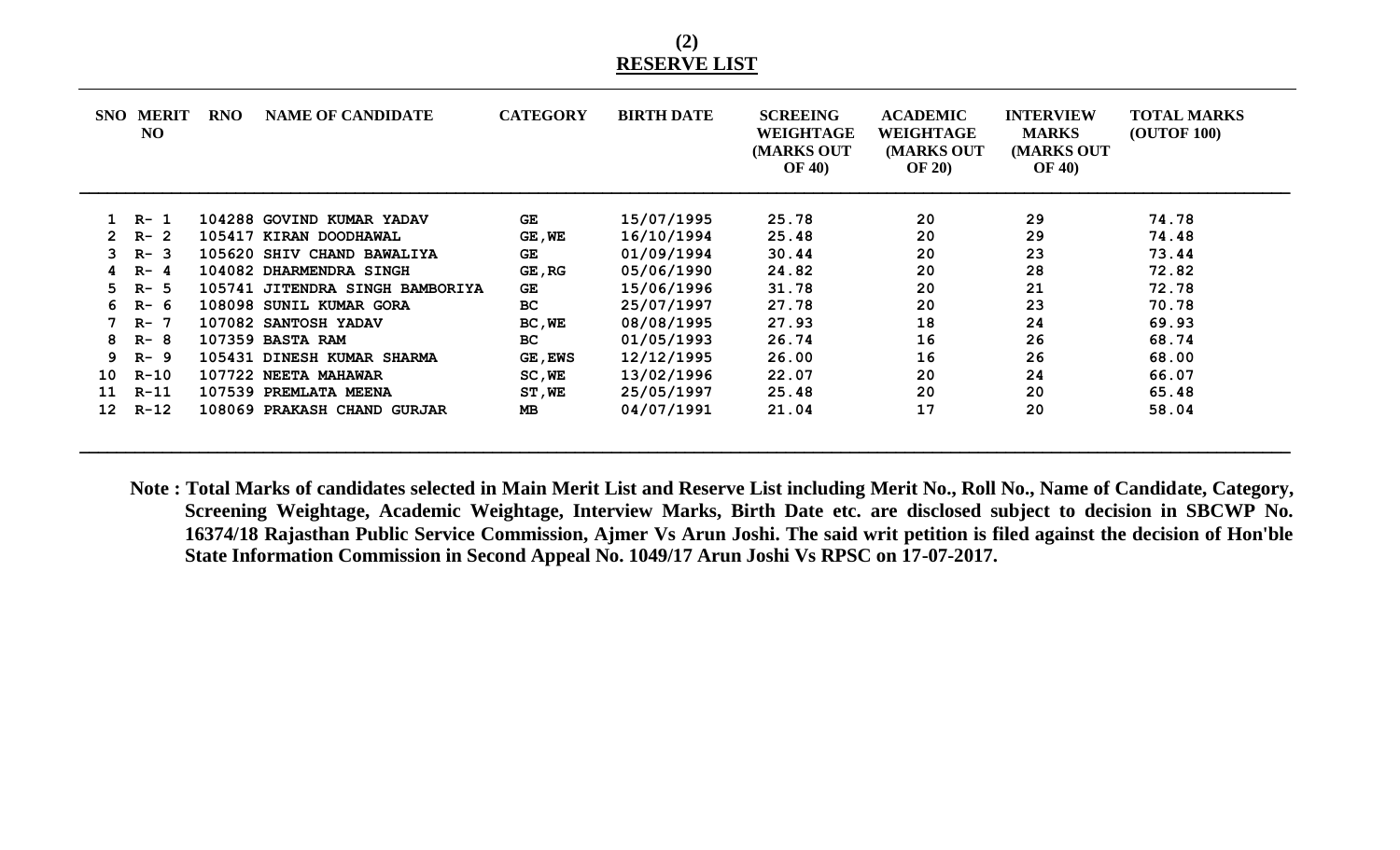## (2)
## RESERVE LIST

| SNO | MERIT NO | RNO | NAME OF CANDIDATE | CATEGORY | BIRTH DATE | SCREEING WEIGHTAGE (MARKS OUT OF 40) | ACADEMIC WEIGHTAGE (MARKS OUT OF 20) | INTERVIEW MARKS (MARKS OUT OF 40) | TOTAL MARKS (OUTOF 100) |
|---|---|---|---|---|---|---|---|---|---|
| 1 | R- 1 | 104288 | GOVIND KUMAR YADAV | GE | 15/07/1995 | 25.78 | 20 | 29 | 74.78 |
| 2 | R- 2 | 105417 | KIRAN DOODHAWAL | GE,WE | 16/10/1994 | 25.48 | 20 | 29 | 74.48 |
| 3 | R- 3 | 105620 | SHIV CHAND BAWALIYA | GE | 01/09/1994 | 30.44 | 20 | 23 | 73.44 |
| 4 | R- 4 | 104082 | DHARMENDRA SINGH | GE,RG | 05/06/1990 | 24.82 | 20 | 28 | 72.82 |
| 5 | R- 5 | 105741 | JITENDRA SINGH BAMBORIYA | GE | 15/06/1996 | 31.78 | 20 | 21 | 72.78 |
| 6 | R- 6 | 108098 | SUNIL KUMAR GORA | BC | 25/07/1997 | 27.78 | 20 | 23 | 70.78 |
| 7 | R- 7 | 107082 | SANTOSH YADAV | BC,WE | 08/08/1995 | 27.93 | 18 | 24 | 69.93 |
| 8 | R- 8 | 107359 | BASTA RAM | BC | 01/05/1993 | 26.74 | 16 | 26 | 68.74 |
| 9 | R- 9 | 105431 | DINESH KUMAR SHARMA | GE,EWS | 12/12/1995 | 26.00 | 16 | 26 | 68.00 |
| 10 | R-10 | 107722 | NEETA MAHAWAR | SC,WE | 13/02/1996 | 22.07 | 20 | 24 | 66.07 |
| 11 | R-11 | 107539 | PREMLATA MEENA | ST,WE | 25/05/1997 | 25.48 | 20 | 20 | 65.48 |
| 12 | R-12 | 108069 | PRAKASH CHAND GURJAR | MB | 04/07/1991 | 21.04 | 17 | 20 | 58.04 |

**Note : Total Marks of candidates selected in Main Merit List and Reserve List including Merit No., Roll No., Name of Candidate, Category, Screening Weightage, Academic Weightage, Interview Marks, Birth Date etc. are disclosed subject to decision in SBCWP No. 16374/18 Rajasthan Public Service Commission, Ajmer Vs Arun Joshi. The said writ petition is filed against the decision of Hon'ble State Information Commission in Second Appeal No. 1049/17 Arun Joshi Vs RPSC on 17-07-2017.**